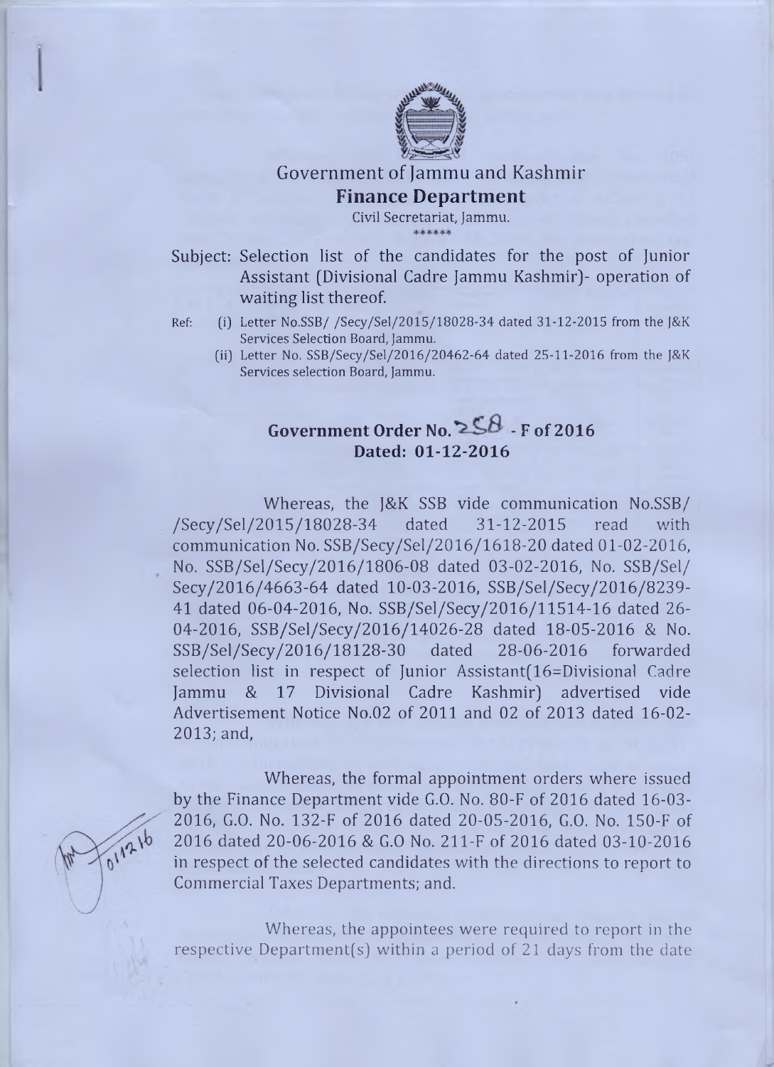# Government of Jammu and Kashmir

## Finance Department

Civil Secretariat, Jammu.

******

Subject: Selection list of the candidates for the post of Junior Assistant (Divisional Cadre Jammu Kashmir)- operation of waiting list thereof.

Ref: (i) Letter No.SSB/ /Secy/Sel/2015/18028-34 dated 31-12-2015 from the J&K Services Selection Board, Jammu.

(ii) Letter No. SSB/Secy/Sel/2016/20462-64 dated 25-11-2016 from the J&K Services selection Board, Jammu.

**Government Order No. 258 - F of 2016**
**Dated: 01-12-2016**

Whereas, the J&K SSB vide communication No.SSB/ /Secy/Sel/2015/18028-34 dated 31-12-2015 read with communication No. SSB/Secy/Sel/2016/1618-20 dated 01-02-2016, No. SSB/Sel/Secy/2016/1806-08 dated 03-02-2016, No. SSB/Sel/ Secy/2016/4663-64 dated 10-03-2016, SSB/Sel/Secy/2016/8239-41 dated 06-04-2016, No. SSB/Sel/Secy/2016/11514-16 dated 26-04-2016, SSB/Sel/Secy/2016/14026-28 dated 18-05-2016 & No. SSB/Sel/Secy/2016/18128-30 dated 28-06-2016 forwarded selection list in respect of Junior Assistant(16=Divisional Cadre Jammu & 17 Divisional Cadre Kashmir) advertised vide Advertisement Notice No.02 of 2011 and 02 of 2013 dated 16-02-2013; and,

Whereas, the formal appointment orders where issued by the Finance Department vide G.O. No. 80-F of 2016 dated 16-03-2016, G.O. No. 132-F of 2016 dated 20-05-2016, G.O. No. 150-F of 2016 dated 20-06-2016 & G.O No. 211-F of 2016 dated 03-10-2016 in respect of the selected candidates with the directions to report to Commercial Taxes Departments; and.

Whereas, the appointees were required to report in the respective Department(s) within a period of 21 days from the date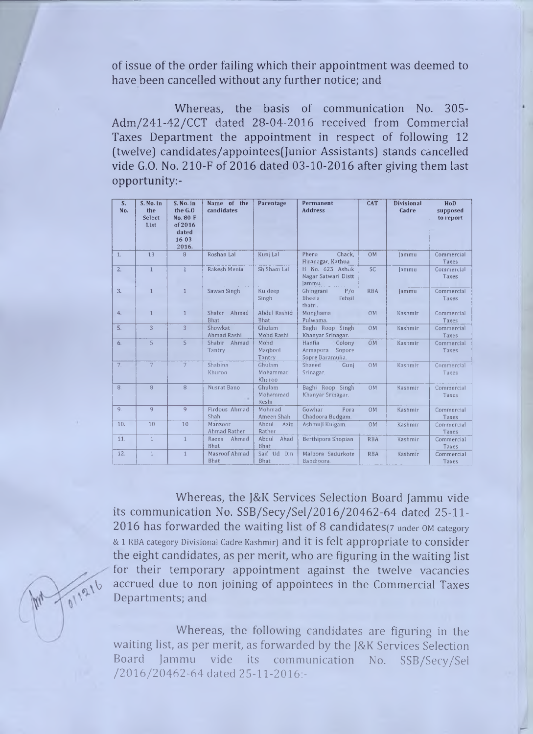of issue of the order failing which their appointment was deemed to have been cancelled without any further notice; and

Whereas, the basis of communication No. 305-Adm/241-42/CCT dated 28-04-2016 received from Commercial Taxes Department the appointment in respect of following 12 (twelve) candidates/appointees(Junior Assistants) stands cancelled vide G.O. No. 210-F of 2016 dated 03-10-2016 after giving them last opportunity:-

| S. No. | S. No. in the Select List | S. No. in the G.O No. 80-F of 2016 dated 16-03-2016. | Name of the candidates | Parentage | Permanent Address | CAT | Divisional Cadre | HoD supposed to report |
|---|---|---|---|---|---|---|---|---|
| 1. | 13 | 8 | Roshan Lal | Kunj Lal | Pheru Chack, Hiranagar, Kathua. | OM | Jammu | Commercial Taxes |
| 2. | 1 | 1 | Rakesh Menia | Sh Sham Lal | H No. 625 Ashok Nagar Satwari Distt Jammu. | SC | Jammu | Commercial Taxes |
| 3. | 1 | 1 | Sawan Singh | Kuldeep Singh | Ghingrani P/o Bheela Tehsil thatri. | RBA | Jammu | Commercial Taxes |
| 4. | 1 | 1 | Shabir Ahmad Bhat | Abdul Rashid Bhat | Monghama Pulwama. | OM | Kashmir | Commercial Taxes |
| 5. | 3 | 3 | Showkat Ahmad Rashi | Ghulam Mohd Rashi | Baghi Roop Singh Khanyar Srinagar. | OM | Kashmir | Commercial Taxes |
| 6. | 5 | 5 | Shabir Ahmad Tantry | Mohd Maqbool Tantry | Hanfia Colony Armapora Sopore Sopre Baramulla. | OM | Kashmir | Commercial Taxes |
| 7. | 7 | 7 | Shabina Khuroo | Ghulam Mohammad Khuroo | Shaeed Gunj Srinagar. | OM | Kashmir | Commercial Taxes |
| 8. | 8 | 8 | Nusrat Bano | Ghulam Mohammad Reshi | Baghi Roop Singh Khanyar Srinagar. | OM | Kashmir | Commercial Taxes |
| 9. | 9 | 9 | Firdous Ahmad Shah | Mohmad Ameen Shah | Gowhar Pora Chadoora Budgam. | OM | Kashmir | Commercial Taxes |
| 10. | 10 | 10 | Manzoor Ahmad Rather | Abdul Aziz Rather | Ashmuji Kulgam. | OM | Kashmir | Commercial Taxes |
| 11. | 1 | 1 | Raees Ahmad Bhat | Abdul Ahad Bhat | Berthipora Shopian | RBA | Kashmir | Commercial Taxes |
| 12. | 1 | 1 | Masroof Ahmad Bhat | Saif Ud Din Bhat | Malpora Sadurkote Bandipora. | RBA | Kashmir | Commercial Taxes |

Whereas, the J&K Services Selection Board Jammu vide its communication No. SSB/Secy/Sel/2016/20462-64 dated 25-11-2016 has forwarded the waiting list of 8 candidates(7 under OM category & 1 RBA category Divisional Cadre Kashmir) and it is felt appropriate to consider the eight candidates, as per merit, who are figuring in the waiting list for their temporary appointment against the twelve vacancies accrued due to non joining of appointees in the Commercial Taxes Departments; and

Whereas, the following candidates are figuring in the waiting list, as per merit, as forwarded by the J&K Services Selection Board Jammu vide its communication No. SSB/Secy/Sel /2016/20462-64 dated 25-11-2016:-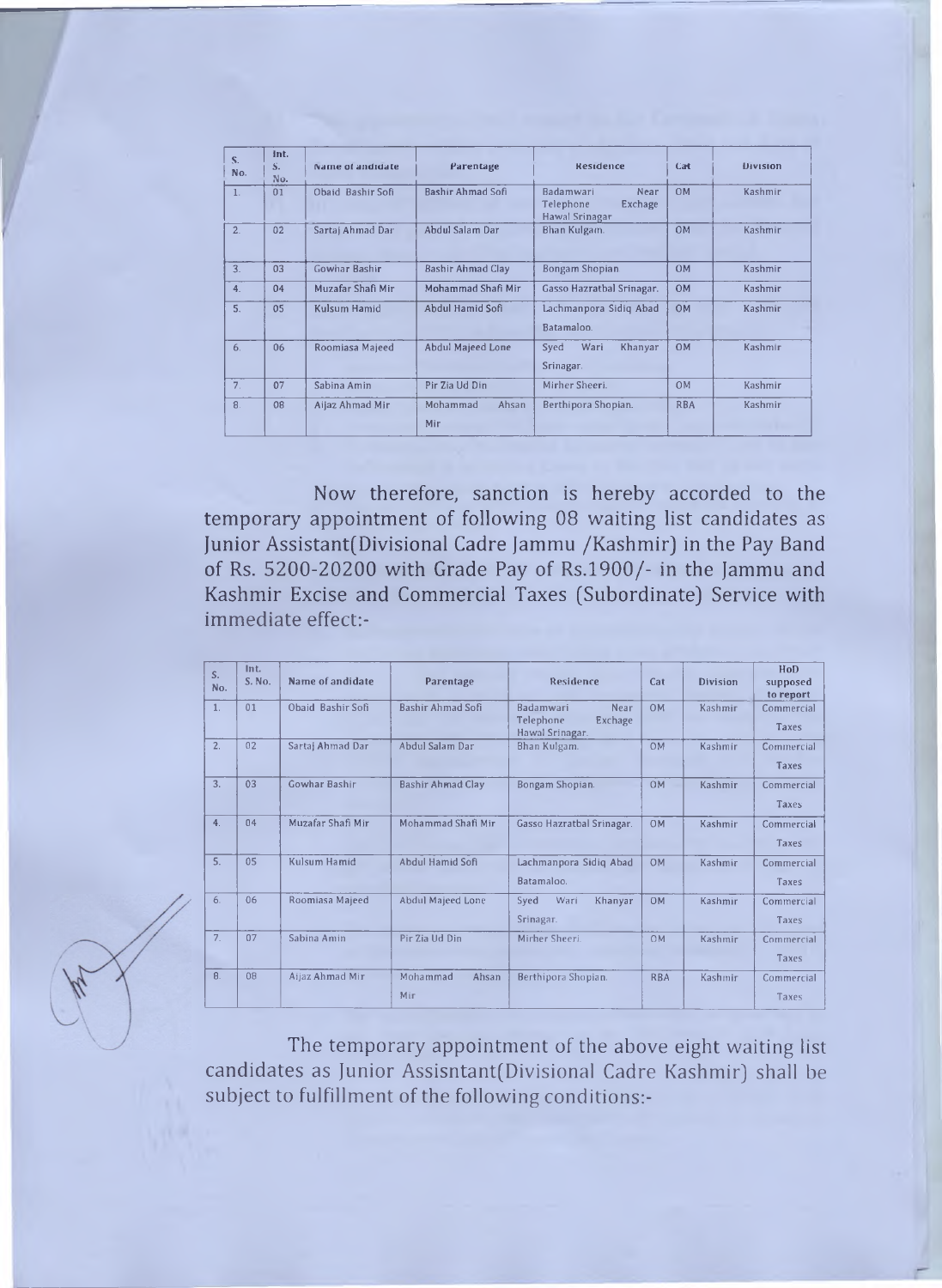| S. No. | Int. S. No. | Name of andidate | Parentage | Residence | Cat | Division |
|---|---|---|---|---|---|---|
| 1. | 01 | Obaid Bashir Sofi | Bashir Ahmad Sofi | Badamwari Near Telephone Exchage Hawal Srinagar | OM | Kashmir |
| 2. | 02 | Sartaj Ahmad Dar | Abdul Salam Dar | Bhan Kulgam. | OM | Kashmir |
| 3. | 03 | Gowhar Bashir | Bashir Ahmad Clay | Bongam Shopian | OM | Kashmir |
| 4. | 04 | Muzafar Shafi Mir | Mohammad Shafi Mir | Gasso Hazratbal Srinagar. | OM | Kashmir |
| 5. | 05 | Kulsum Hamid | Abdul Hamid Sofi | Lachmanpora Sidiq Abad Batamaloo. | OM | Kashmir |
| 6. | 06 | Roomiasa Majeed | Abdul Majeed Lone | Syed Wari Khanyar Srinagar. | OM | Kashmir |
| 7. | 07 | Sabina Amin | Pir Zia Ud Din | Mirher Sheeri. | OM | Kashmir |
| 8 | 08 | Aijaz Ahmad Mir | Mohammad Ahsan Mir | Berthipora Shopian. | RBA | Kashmir |

Now therefore, sanction is hereby accorded to the temporary appointment of following 08 waiting list candidates as Junior Assistant(Divisional Cadre Jammu /Kashmir) in the Pay Band of Rs. 5200-20200 with Grade Pay of Rs.1900/- in the Jammu and Kashmir Excise and Commercial Taxes (Subordinate) Service with immediate effect:-

| S. No. | Int. S. No. | Name of andidate | Parentage | Residence | Cat | Division | HoD supposed to report |
|---|---|---|---|---|---|---|---|
| 1. | 01 | Obaid Bashir Sofi | Bashir Ahmad Sofi | Badamwari Near Telephone Exchage Hawal Srinagar. | OM | Kashmir | Commercial Taxes |
| 2. | 02 | Sartaj Ahmad Dar | Abdul Salam Dar | Bhan Kulgam. | OM | Kashmir | Commercial Taxes |
| 3. | 03 | Gowhar Bashir | Bashir Ahmad Clay | Bongam Shopian. | OM | Kashmir | Commercial Taxes |
| 4. | 04 | Muzafar Shafi Mir | Mohammad Shafi Mir | Gasso Hazratbal Srinagar. | OM | Kashmir | Commercial Taxes |
| 5. | 05 | Kulsum Hamid | Abdul Hamid Sofi | Lachmanpora Sidiq Abad Batamaloo. | OM | Kashmir | Commercial Taxes |
| 6. | 06 | Roomiasa Majeed | Abdul Majeed Lone | Syed Wari Khanyar Srinagar. | OM | Kashmir | Commercial Taxes |
| 7. | 07 | Sabina Amin | Pir Zia Ud Din | Mirher Sheeri. | OM | Kashmir | Commercial Taxes |
| 8. | 08 | Aijaz Ahmad Mir | Mohammad Ahsan Mir | Berthipora Shopian. | RBA | Kashmir | Commercial Taxes |

The temporary appointment of the above eight waiting list candidates as Junior Assisntant(Divisional Cadre Kashmir) shall be subject to fulfillment of the following conditions:-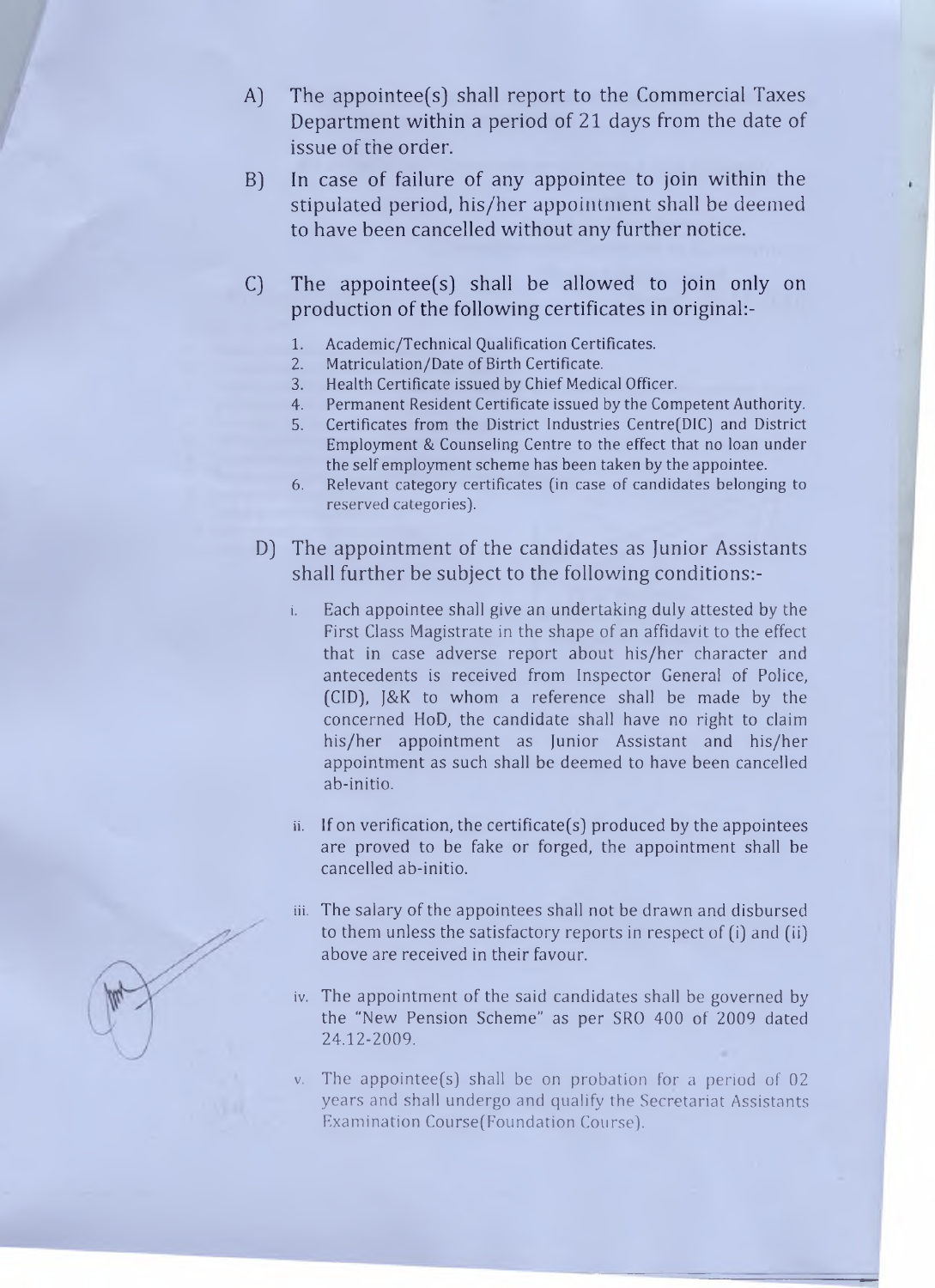A) The appointee(s) shall report to the Commercial Taxes Department within a period of 21 days from the date of issue of the order.

B) In case of failure of any appointee to join within the stipulated period, his/her appointment shall be deemed to have been cancelled without any further notice.

C) The appointee(s) shall be allowed to join only on production of the following certificates in original:-

1. Academic/Technical Qualification Certificates.
2. Matriculation/Date of Birth Certificate.
3. Health Certificate issued by Chief Medical Officer.
4. Permanent Resident Certificate issued by the Competent Authority.
5. Certificates from the District Industries Centre(DIC) and District Employment & Counseling Centre to the effect that no loan under the self employment scheme has been taken by the appointee.
6. Relevant category certificates (in case of candidates belonging to reserved categories).

D) The appointment of the candidates as Junior Assistants shall further be subject to the following conditions:-

i. Each appointee shall give an undertaking duly attested by the First Class Magistrate in the shape of an affidavit to the effect that in case adverse report about his/her character and antecedents is received from Inspector General of Police, (CID), J&K to whom a reference shall be made by the concerned HoD, the candidate shall have no right to claim his/her appointment as Junior Assistant and his/her appointment as such shall be deemed to have been cancelled ab-initio.

ii. If on verification, the certificate(s) produced by the appointees are proved to be fake or forged, the appointment shall be cancelled ab-initio.

iii. The salary of the appointees shall not be drawn and disbursed to them unless the satisfactory reports in respect of (i) and (ii) above are received in their favour.

iv. The appointment of the said candidates shall be governed by the "New Pension Scheme" as per SRO 400 of 2009 dated 24.12-2009.

v. The appointee(s) shall be on probation for a period of 02 years and shall undergo and qualify the Secretariat Assistants Examination Course(Foundation Course).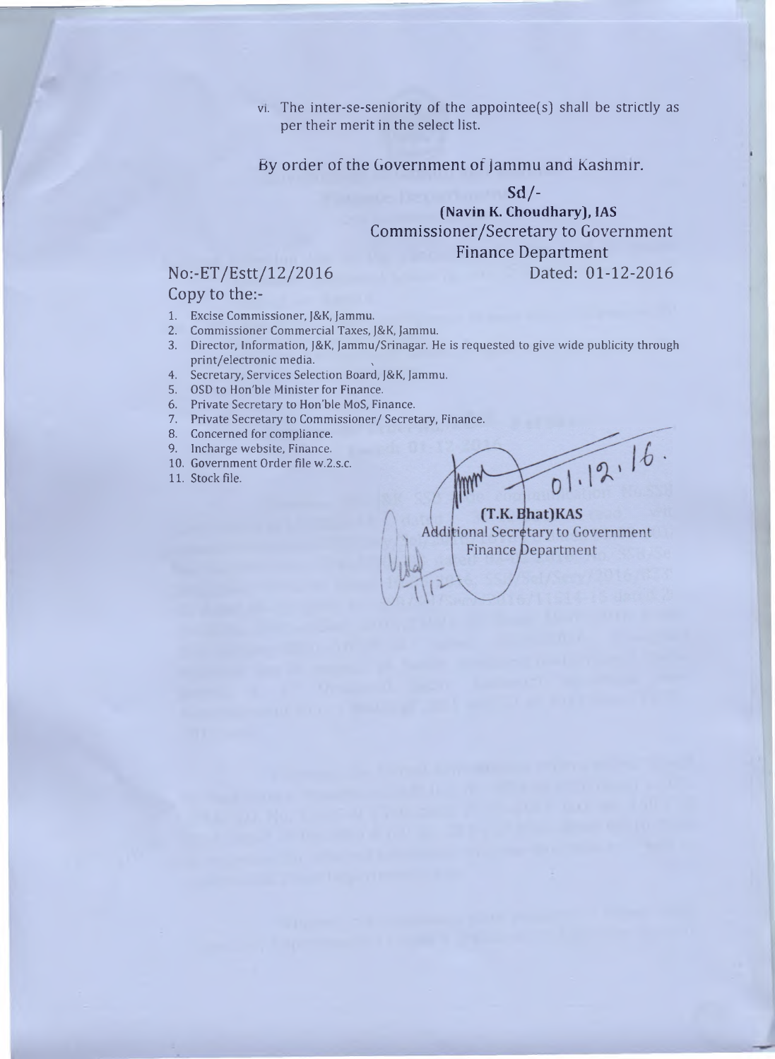vi. The inter-se-seniority of the appointee(s) shall be strictly as per their merit in the select list.

By order of the Government of Jammu and Kashmir.

Sd/-

**(Navin K. Choudhary), IAS**
Commissioner/Secretary to Government
Finance Department

No:-ET/Estt/12/2016 Dated: 01-12-2016

Copy to the:-

1. Excise Commissioner, J&K, Jammu.
2. Commissioner Commercial Taxes, J&K, Jammu.
3. Director, Information, J&K, Jammu/Srinagar. He is requested to give wide publicity through print/electronic media.
4. Secretary, Services Selection Board, J&K, Jammu.
5. OSD to Hon'ble Minister for Finance.
6. Private Secretary to Hon'ble MoS, Finance.
7. Private Secretary to Commissioner/ Secretary, Finance.
8. Concerned for compliance.
9. Incharge website, Finance.
10. Government Order file w.2.s.c.
11. Stock file.

01.12.16.

**(T.K. Bhat)KAS**
Additional Secretary to Government
Finance Department